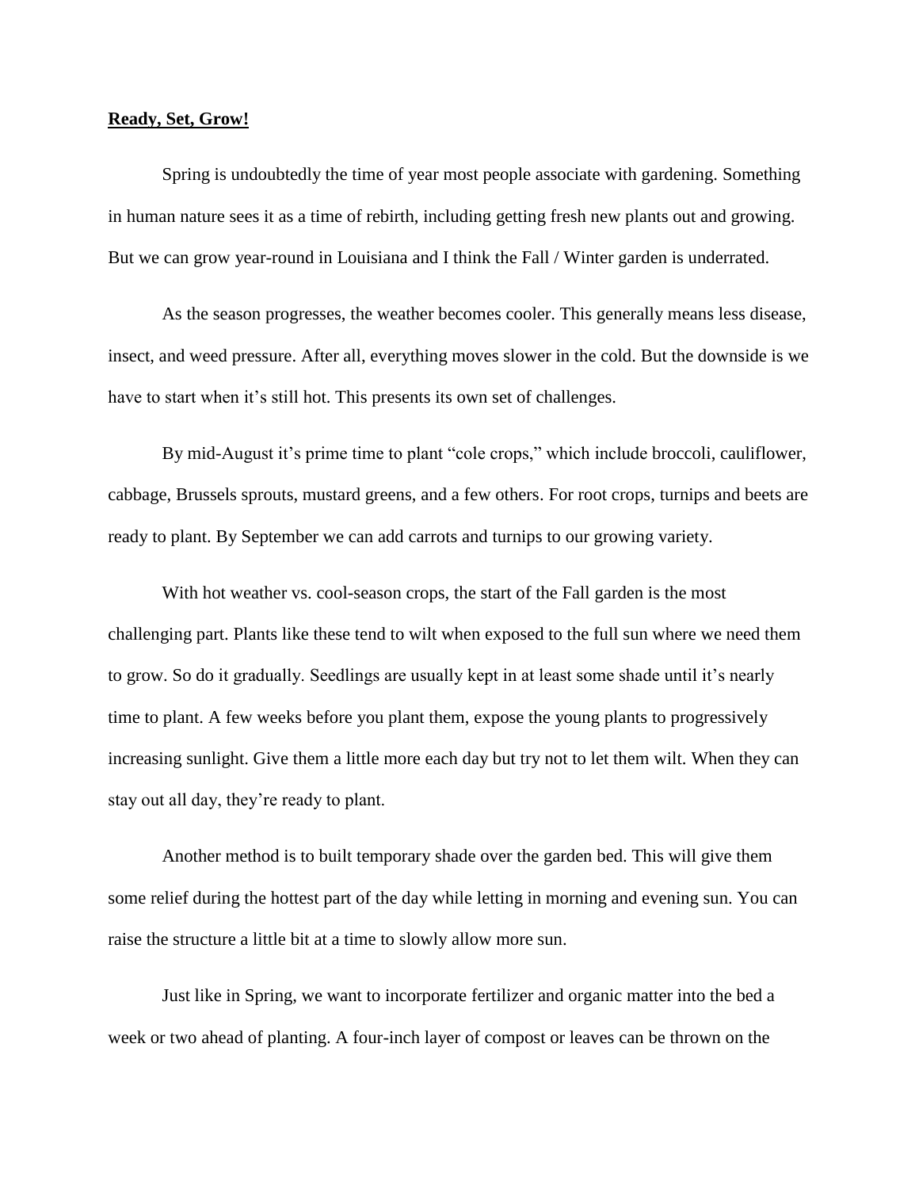**Ready, Set, Grow!**

Spring is undoubtedly the time of year most people associate with gardening. Something in human nature sees it as a time of rebirth, including getting fresh new plants out and growing. But we can grow year-round in Louisiana and I think the Fall / Winter garden is underrated.

As the season progresses, the weather becomes cooler. This generally means less disease, insect, and weed pressure. After all, everything moves slower in the cold. But the downside is we have to start when it's still hot. This presents its own set of challenges.

By mid-August it's prime time to plant "cole crops," which include broccoli, cauliflower, cabbage, Brussels sprouts, mustard greens, and a few others. For root crops, turnips and beets are ready to plant. By September we can add carrots and turnips to our growing variety.

With hot weather vs. cool-season crops, the start of the Fall garden is the most challenging part. Plants like these tend to wilt when exposed to the full sun where we need them to grow. So do it gradually. Seedlings are usually kept in at least some shade until it's nearly time to plant. A few weeks before you plant them, expose the young plants to progressively increasing sunlight. Give them a little more each day but try not to let them wilt. When they can stay out all day, they're ready to plant.

Another method is to built temporary shade over the garden bed. This will give them some relief during the hottest part of the day while letting in morning and evening sun. You can raise the structure a little bit at a time to slowly allow more sun.

Just like in Spring, we want to incorporate fertilizer and organic matter into the bed a week or two ahead of planting. A four-inch layer of compost or leaves can be thrown on the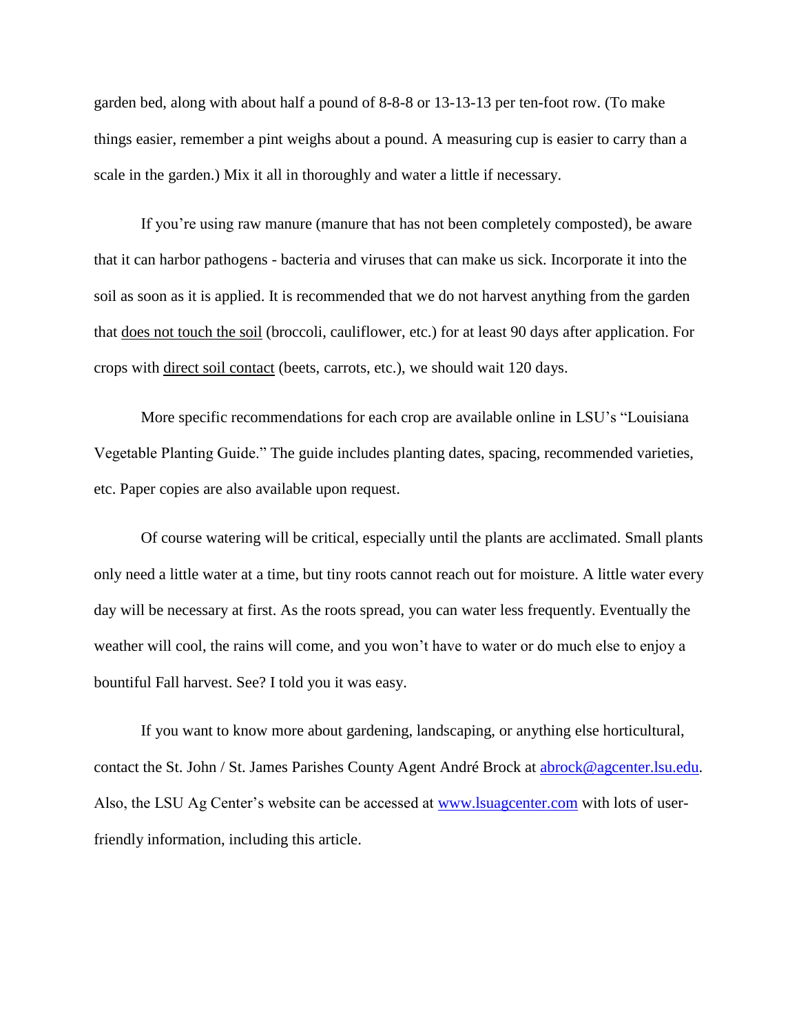garden bed, along with about half a pound of 8-8-8 or 13-13-13 per ten-foot row. (To make things easier, remember a pint weighs about a pound. A measuring cup is easier to carry than a scale in the garden.) Mix it all in thoroughly and water a little if necessary.

If you're using raw manure (manure that has not been completely composted), be aware that it can harbor pathogens - bacteria and viruses that can make us sick. Incorporate it into the soil as soon as it is applied. It is recommended that we do not harvest anything from the garden that <u>does not touch the soil</u> (broccoli, cauliflower, etc.) for at least 90 days after application. For crops with <u>direct soil contact</u> (beets, carrots, etc.), we should wait 120 days.

More specific recommendations for each crop are available online in LSU's "Louisiana Vegetable Planting Guide." The guide includes planting dates, spacing, recommended varieties, etc. Paper copies are also available upon request.

Of course watering will be critical, especially until the plants are acclimated. Small plants only need a little water at a time, but tiny roots cannot reach out for moisture. A little water every day will be necessary at first. As the roots spread, you can water less frequently. Eventually the weather will cool, the rains will come, and you won't have to water or do much else to enjoy a bountiful Fall harvest. See? I told you it was easy.

If you want to know more about gardening, landscaping, or anything else horticultural, contact the St. John / St. James Parishes County Agent André Brock at abrock@agcenter.lsu.edu. Also, the LSU Ag Center's website can be accessed at www.lsuagcenter.com with lots of user-friendly information, including this article.